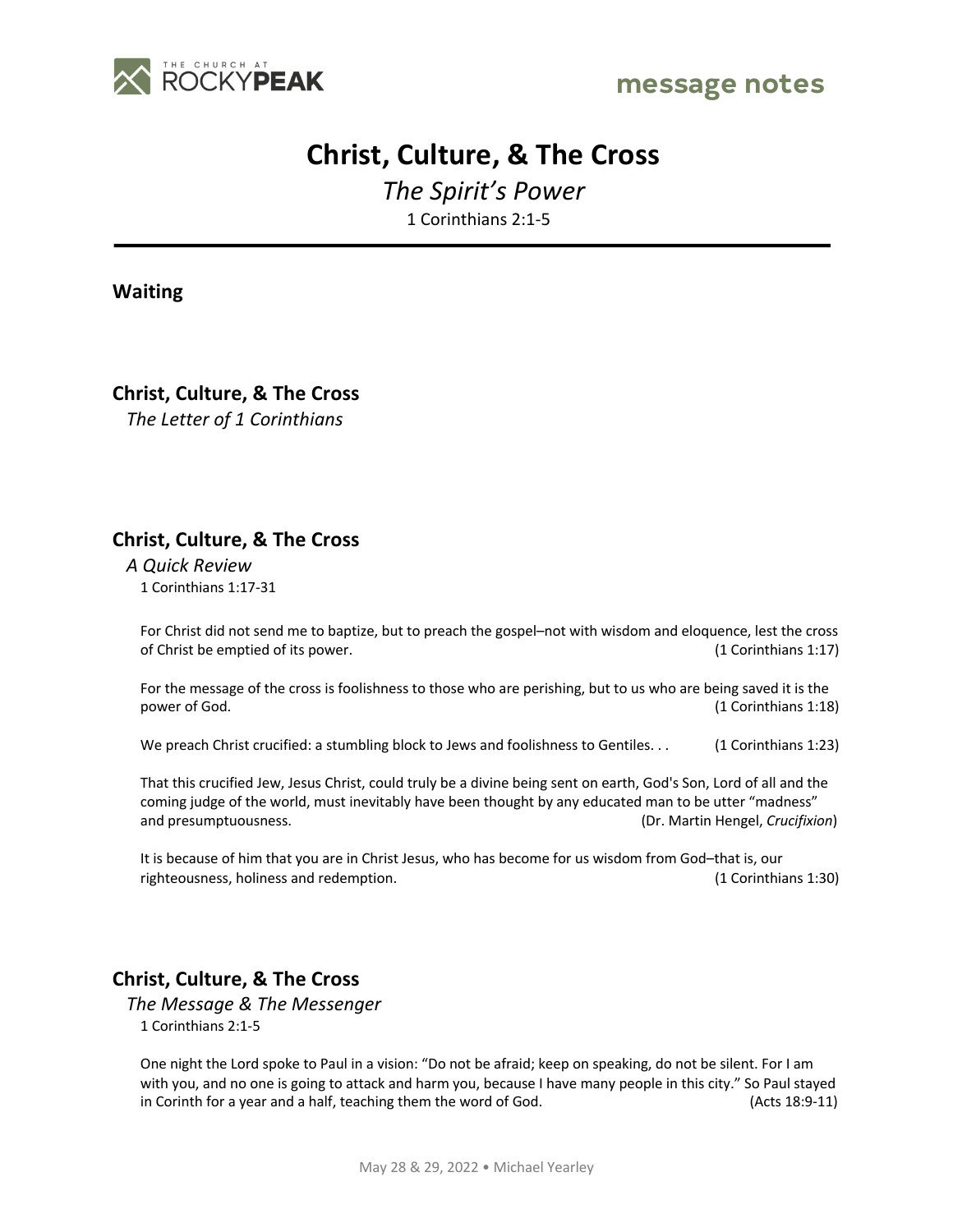# Christ, Culture, & The Cross

*The Spirit's Power*

1 Corinthians 2:1-5

---

## Waiting

## Christ, Culture, & The Cross

*The Letter of 1 Corinthians*

## Christ, Culture, & The Cross

*A Quick Review*

1 Corinthians 1:17-31

For Christ did not send me to baptize, but to preach the gospel–not with wisdom and eloquence, lest the cross of Christ be emptied of its power. (1 Corinthians 1:17)

For the message of the cross is foolishness to those who are perishing, but to us who are being saved it is the power of God. (1 Corinthians 1:18)

We preach Christ crucified: a stumbling block to Jews and foolishness to Gentiles. . . (1 Corinthians 1:23)

That this crucified Jew, Jesus Christ, could truly be a divine being sent on earth, God's Son, Lord of all and the coming judge of the world, must inevitably have been thought by any educated man to be utter "madness" and presumptuousness. (Dr. Martin Hengel, *Crucifixion*)

It is because of him that you are in Christ Jesus, who has become for us wisdom from God–that is, our righteousness, holiness and redemption. (1 Corinthians 1:30)

## Christ, Culture, & The Cross

*The Message & The Messenger*

1 Corinthians 2:1-5

One night the Lord spoke to Paul in a vision: "Do not be afraid; keep on speaking, do not be silent. For I am with you, and no one is going to attack and harm you, because I have many people in this city." So Paul stayed in Corinth for a year and a half, teaching them the word of God. (Acts 18:9-11)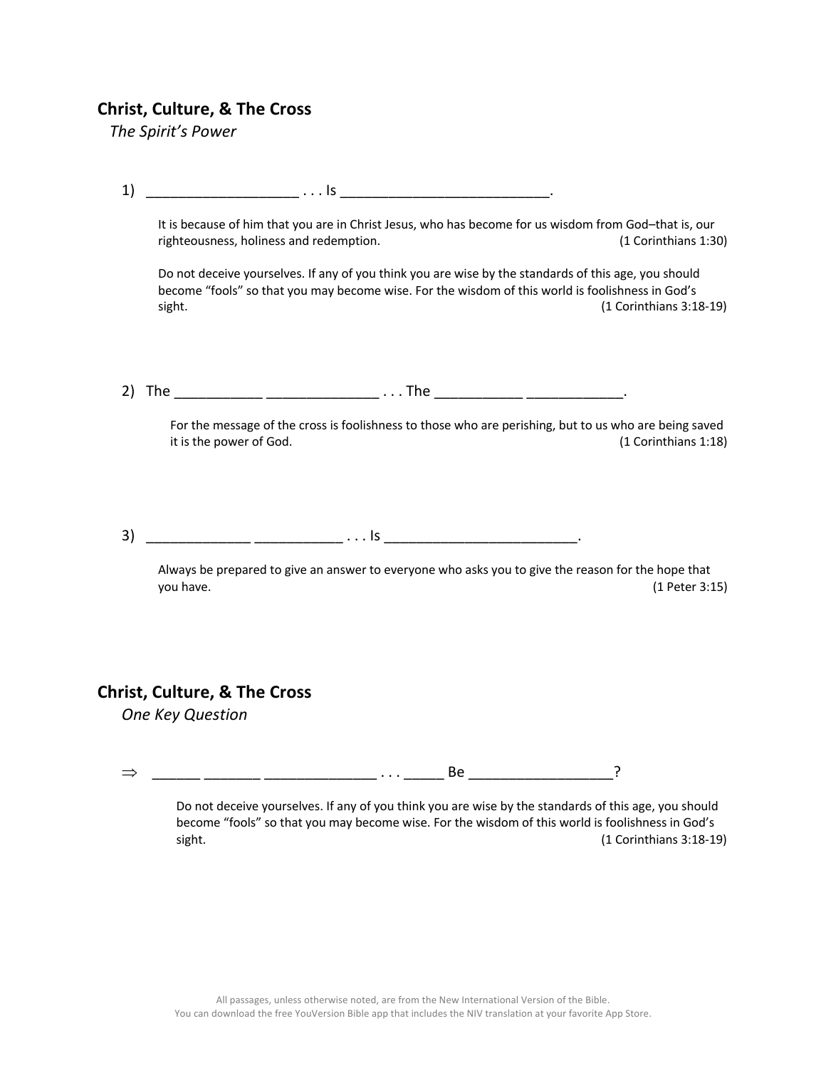## Christ, Culture, & The Cross

*The Spirit's Power*

1) ___________________ . . . Is __________________________.

   It is because of him that you are in Christ Jesus, who has become for us wisdom from God–that is, our righteousness, holiness and redemption. (1 Corinthians 1:30)

   Do not deceive yourselves. If any of you think you are wise by the standards of this age, you should become "fools" so that you may become wise. For the wisdom of this world is foolishness in God's sight. (1 Corinthians 3:18-19)

2) The ___________ ______________ . . . The ___________ ____________.

   For the message of the cross is foolishness to those who are perishing, but to us who are being saved it is the power of God. (1 Corinthians 1:18)

3) _____________ ___________ . . . Is ________________________.

   Always be prepared to give an answer to everyone who asks you to give the reason for the hope that you have. (1 Peter 3:15)

## Christ, Culture, & The Cross

*One Key Question*

⇒ ______ _______ ______________ . . . _____ Be _________________?

   Do not deceive yourselves. If any of you think you are wise by the standards of this age, you should become "fools" so that you may become wise. For the wisdom of this world is foolishness in God's sight. (1 Corinthians 3:18-19)

All passages, unless otherwise noted, are from the New International Version of the Bible.
You can download the free YouVersion Bible app that includes the NIV translation at your favorite App Store.